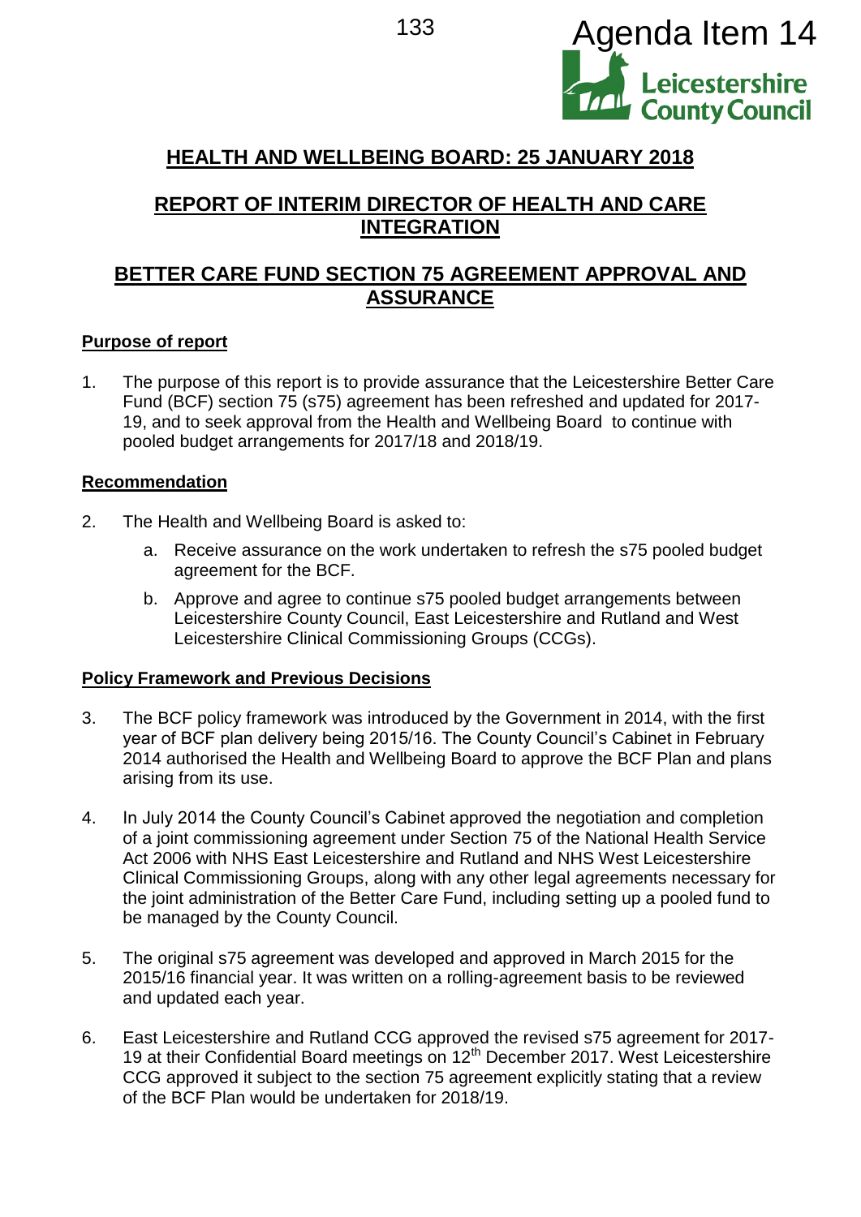Agenda Item 14

Leicestershire County Council

# HEALTH AND WELLBEING BOARD: 25 JANUARY 2018

## REPORT OF INTERIM DIRECTOR OF HEALTH AND CARE INTEGRATION

## BETTER CARE FUND SECTION 75 AGREEMENT APPROVAL AND ASSURANCE

### Purpose of report

1. The purpose of this report is to provide assurance that the Leicestershire Better Care Fund (BCF) section 75 (s75) agreement has been refreshed and updated for 2017-19, and to seek approval from the Health and Wellbeing Board to continue with pooled budget arrangements for 2017/18 and 2018/19.

### Recommendation

2. The Health and Wellbeing Board is asked to:

   a. Receive assurance on the work undertaken to refresh the s75 pooled budget agreement for the BCF.

   b. Approve and agree to continue s75 pooled budget arrangements between Leicestershire County Council, East Leicestershire and Rutland and West Leicestershire Clinical Commissioning Groups (CCGs).

### Policy Framework and Previous Decisions

3. The BCF policy framework was introduced by the Government in 2014, with the first year of BCF plan delivery being 2015/16. The County Council's Cabinet in February 2014 authorised the Health and Wellbeing Board to approve the BCF Plan and plans arising from its use.

4. In July 2014 the County Council's Cabinet approved the negotiation and completion of a joint commissioning agreement under Section 75 of the National Health Service Act 2006 with NHS East Leicestershire and Rutland and NHS West Leicestershire Clinical Commissioning Groups, along with any other legal agreements necessary for the joint administration of the Better Care Fund, including setting up a pooled fund to be managed by the County Council.

5. The original s75 agreement was developed and approved in March 2015 for the 2015/16 financial year. It was written on a rolling-agreement basis to be reviewed and updated each year.

6. East Leicestershire and Rutland CCG approved the revised s75 agreement for 2017-19 at their Confidential Board meetings on 12th December 2017. West Leicestershire CCG approved it subject to the section 75 agreement explicitly stating that a review of the BCF Plan would be undertaken for 2018/19.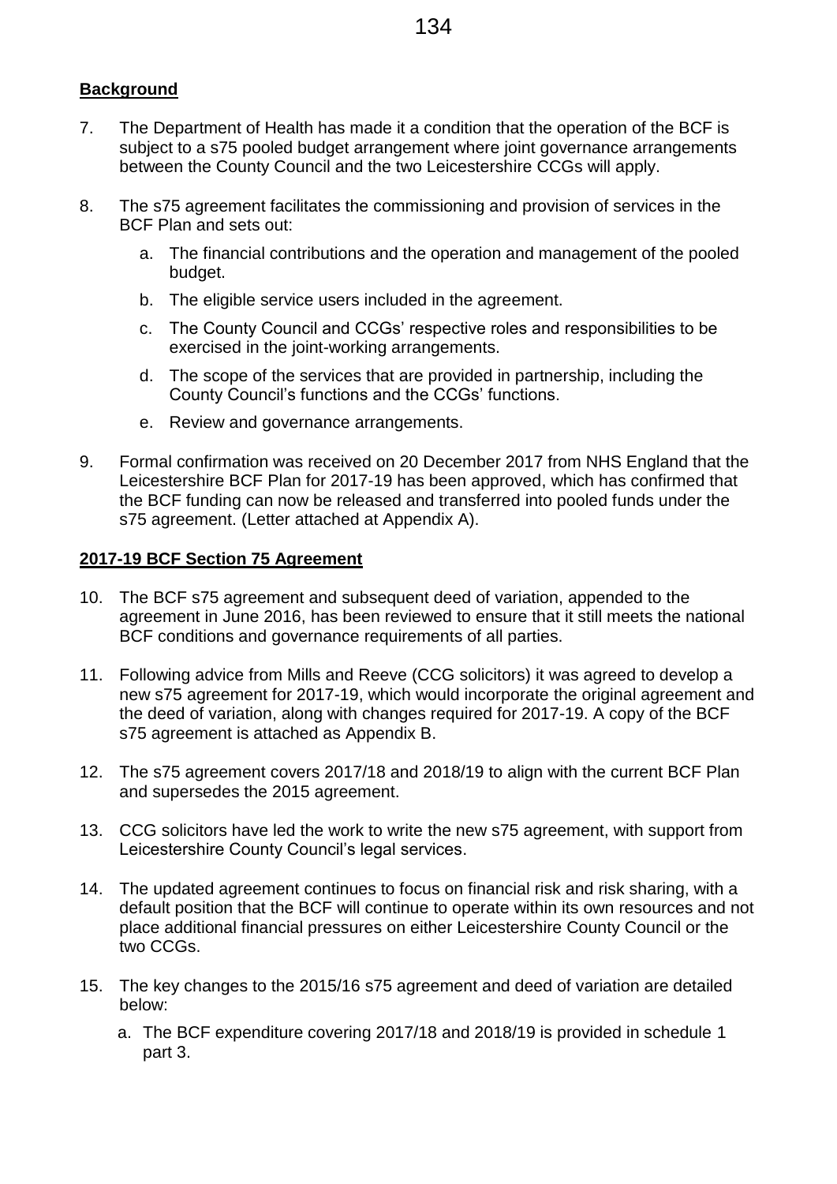## Background

7. The Department of Health has made it a condition that the operation of the BCF is subject to a s75 pooled budget arrangement where joint governance arrangements between the County Council and the two Leicestershire CCGs will apply.

8. The s75 agreement facilitates the commissioning and provision of services in the BCF Plan and sets out:

   a. The financial contributions and the operation and management of the pooled budget.

   b. The eligible service users included in the agreement.

   c. The County Council and CCGs' respective roles and responsibilities to be exercised in the joint-working arrangements.

   d. The scope of the services that are provided in partnership, including the County Council's functions and the CCGs' functions.

   e. Review and governance arrangements.

9. Formal confirmation was received on 20 December 2017 from NHS England that the Leicestershire BCF Plan for 2017-19 has been approved, which has confirmed that the BCF funding can now be released and transferred into pooled funds under the s75 agreement. (Letter attached at Appendix A).

## 2017-19 BCF Section 75 Agreement

10. The BCF s75 agreement and subsequent deed of variation, appended to the agreement in June 2016, has been reviewed to ensure that it still meets the national BCF conditions and governance requirements of all parties.

11. Following advice from Mills and Reeve (CCG solicitors) it was agreed to develop a new s75 agreement for 2017-19, which would incorporate the original agreement and the deed of variation, along with changes required for 2017-19. A copy of the BCF s75 agreement is attached as Appendix B.

12. The s75 agreement covers 2017/18 and 2018/19 to align with the current BCF Plan and supersedes the 2015 agreement.

13. CCG solicitors have led the work to write the new s75 agreement, with support from Leicestershire County Council's legal services.

14. The updated agreement continues to focus on financial risk and risk sharing, with a default position that the BCF will continue to operate within its own resources and not place additional financial pressures on either Leicestershire County Council or the two CCGs.

15. The key changes to the 2015/16 s75 agreement and deed of variation are detailed below:

   a. The BCF expenditure covering 2017/18 and 2018/19 is provided in schedule 1 part 3.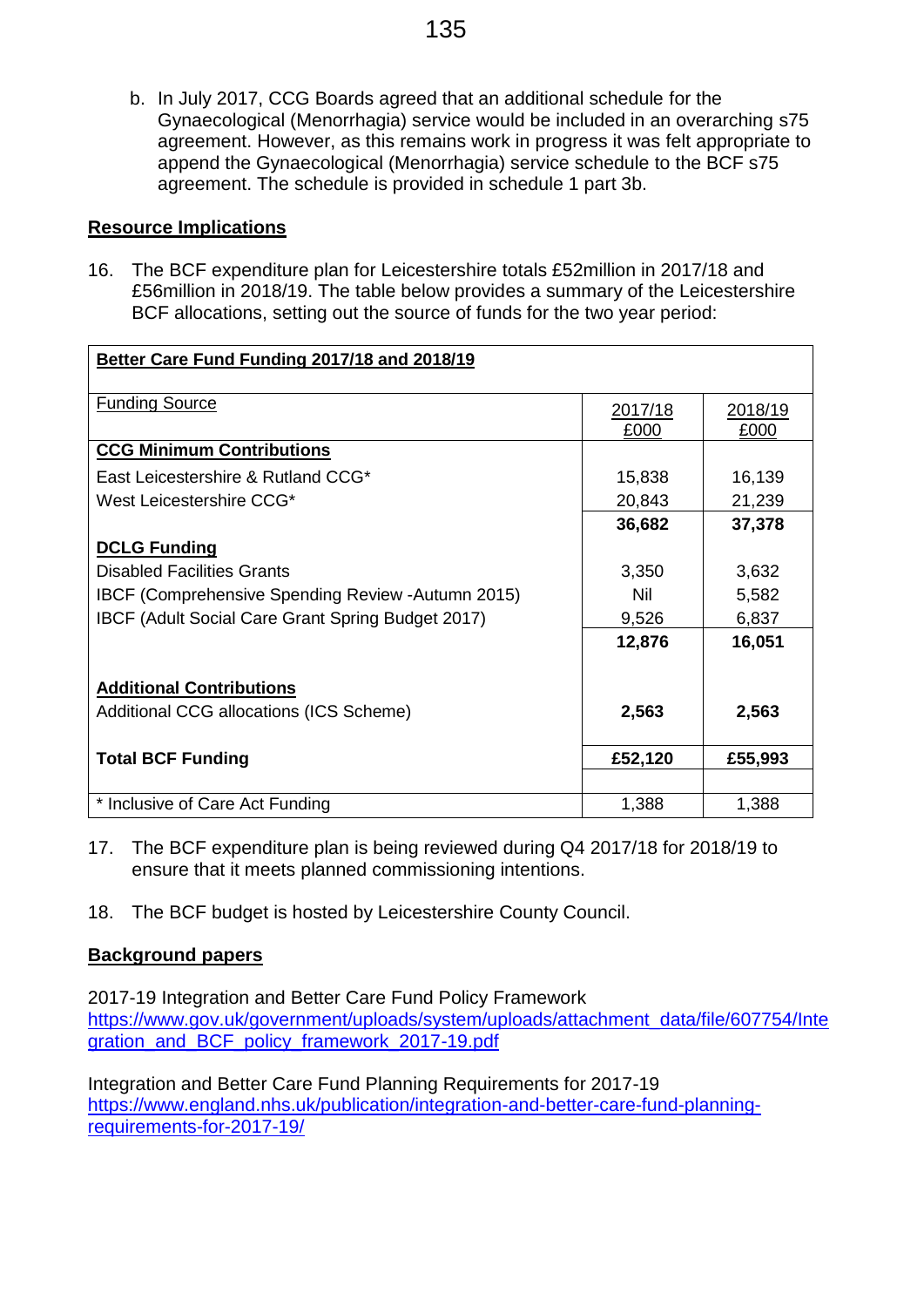b. In July 2017, CCG Boards agreed that an additional schedule for the Gynaecological (Menorrhagia) service would be included in an overarching s75 agreement. However, as this remains work in progress it was felt appropriate to append the Gynaecological (Menorrhagia) service schedule to the BCF s75 agreement. The schedule is provided in schedule 1 part 3b.

## Resource Implications

16. The BCF expenditure plan for Leicestershire totals £52million in 2017/18 and £56million in 2018/19. The table below provides a summary of the Leicestershire BCF allocations, setting out the source of funds for the two year period:

| **Better Care Fund Funding 2017/18 and 2018/19** | | |
|---|---|---|
| Funding Source | 2017/18 £000 | 2018/19 £000 |
| **CCG Minimum Contributions** | | |
| East Leicestershire & Rutland CCG* | 15,838 | 16,139 |
| West Leicestershire CCG* | 20,843 | 21,239 |
| | **36,682** | **37,378** |
| **DCLG Funding** | | |
| Disabled Facilities Grants | 3,350 | 3,632 |
| IBCF (Comprehensive Spending Review -Autumn 2015) | Nil | 5,582 |
| IBCF (Adult Social Care Grant Spring Budget 2017) | 9,526 | 6,837 |
| | **12,876** | **16,051** |
| **Additional Contributions** | | |
| Additional CCG allocations (ICS Scheme) | **2,563** | **2,563** |
| **Total BCF Funding** | **£52,120** | **£55,993** |
| * Inclusive of Care Act Funding | 1,388 | 1,388 |

17. The BCF expenditure plan is being reviewed during Q4 2017/18 for 2018/19 to ensure that it meets planned commissioning intentions.

18. The BCF budget is hosted by Leicestershire County Council.

## Background papers

2017-19 Integration and Better Care Fund Policy Framework
https://www.gov.uk/government/uploads/system/uploads/attachment_data/file/607754/Integration_and_BCF_policy_framework_2017-19.pdf

Integration and Better Care Fund Planning Requirements for 2017-19
https://www.england.nhs.uk/publication/integration-and-better-care-fund-planning-requirements-for-2017-19/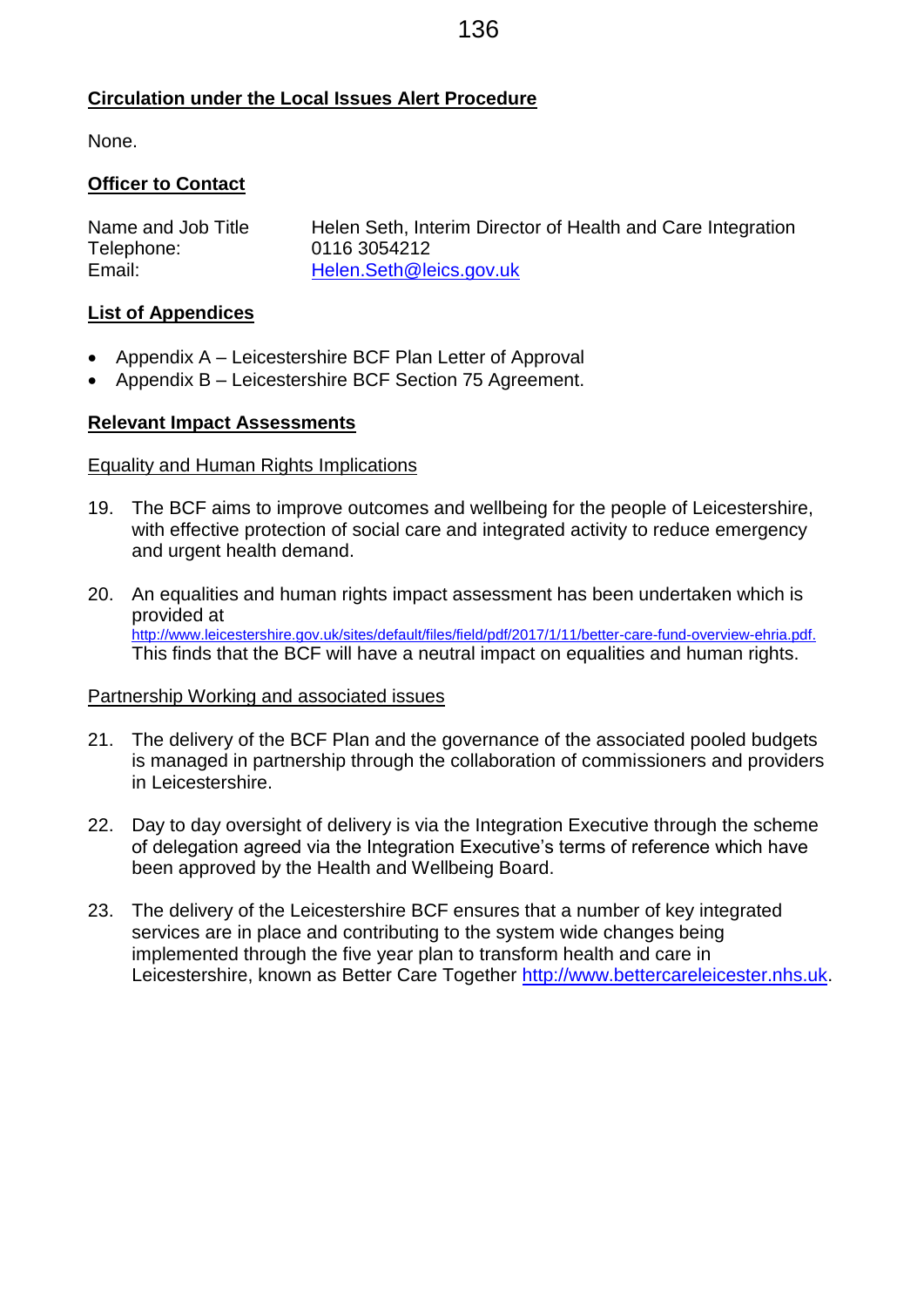## Circulation under the Local Issues Alert Procedure

None.

## Officer to Contact

| | |
|---|---|
| Name and Job Title | Helen Seth, Interim Director of Health and Care Integration |
| Telephone: | 0116 3054212 |
| Email: | Helen.Seth@leics.gov.uk |

## List of Appendices

- Appendix A – Leicestershire BCF Plan Letter of Approval
- Appendix B – Leicestershire BCF Section 75 Agreement.

## Relevant Impact Assessments

### Equality and Human Rights Implications

19. The BCF aims to improve outcomes and wellbeing for the people of Leicestershire, with effective protection of social care and integrated activity to reduce emergency and urgent health demand.

20. An equalities and human rights impact assessment has been undertaken which is provided at http://www.leicestershire.gov.uk/sites/default/files/field/pdf/2017/1/11/better-care-fund-overview-ehria.pdf. This finds that the BCF will have a neutral impact on equalities and human rights.

### Partnership Working and associated issues

21. The delivery of the BCF Plan and the governance of the associated pooled budgets is managed in partnership through the collaboration of commissioners and providers in Leicestershire.

22. Day to day oversight of delivery is via the Integration Executive through the scheme of delegation agreed via the Integration Executive's terms of reference which have been approved by the Health and Wellbeing Board.

23. The delivery of the Leicestershire BCF ensures that a number of key integrated services are in place and contributing to the system wide changes being implemented through the five year plan to transform health and care in Leicestershire, known as Better Care Together http://www.bettercareleicester.nhs.uk.